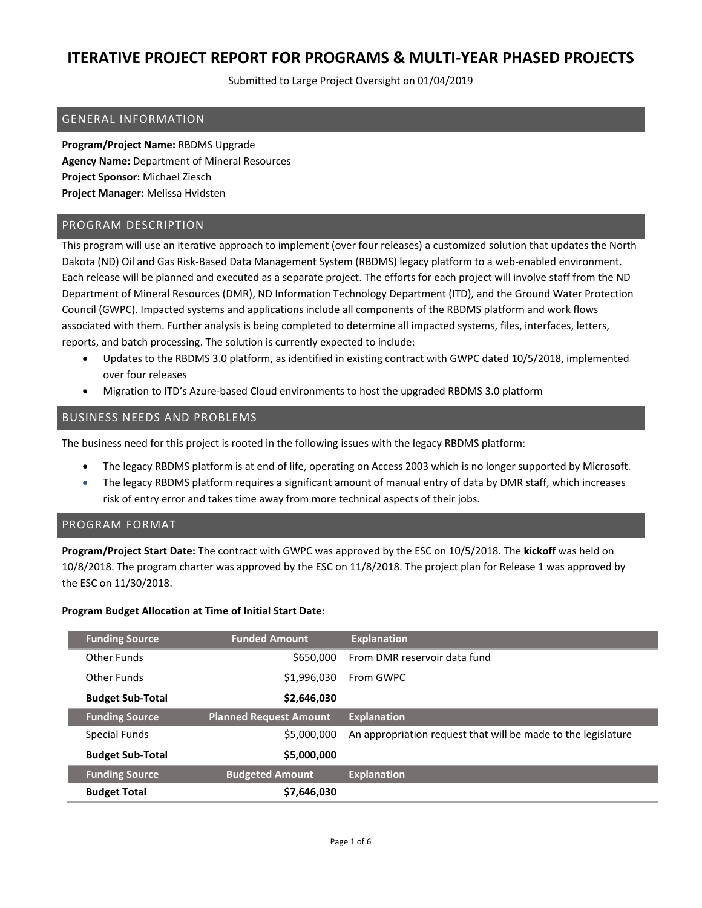# ITERATIVE PROJECT REPORT FOR PROGRAMS & MULTI-YEAR PHASED PROJECTS

Submitted to Large Project Oversight on 01/04/2019

## GENERAL INFORMATION

**Program/Project Name:** RBDMS Upgrade
**Agency Name:** Department of Mineral Resources
**Project Sponsor:** Michael Ziesch
**Project Manager:** Melissa Hvidsten

## PROGRAM DESCRIPTION

This program will use an iterative approach to implement (over four releases) a customized solution that updates the North Dakota (ND) Oil and Gas Risk-Based Data Management System (RBDMS) legacy platform to a web-enabled environment. Each release will be planned and executed as a separate project. The efforts for each project will involve staff from the ND Department of Mineral Resources (DMR), ND Information Technology Department (ITD), and the Ground Water Protection Council (GWPC). Impacted systems and applications include all components of the RBDMS platform and work flows associated with them. Further analysis is being completed to determine all impacted systems, files, interfaces, letters, reports, and batch processing. The solution is currently expected to include:

- Updates to the RBDMS 3.0 platform, as identified in existing contract with GWPC dated 10/5/2018, implemented over four releases
- Migration to ITD's Azure-based Cloud environments to host the upgraded RBDMS 3.0 platform

## BUSINESS NEEDS AND PROBLEMS

The business need for this project is rooted in the following issues with the legacy RBDMS platform:

- The legacy RBDMS platform is at end of life, operating on Access 2003 which is no longer supported by Microsoft.
- The legacy RBDMS platform requires a significant amount of manual entry of data by DMR staff, which increases risk of entry error and takes time away from more technical aspects of their jobs.

## PROGRAM FORMAT

**Program/Project Start Date:** The contract with GWPC was approved by the ESC on 10/5/2018. The **kickoff** was held on 10/8/2018. The program charter was approved by the ESC on 11/8/2018. The project plan for Release 1 was approved by the ESC on 11/30/2018.

**Program Budget Allocation at Time of Initial Start Date:**

| Funding Source | Funded Amount | Explanation |
|---|---:|---|
| Other Funds | $650,000 | From DMR reservoir data fund |
| Other Funds | $1,996,030 | From GWPC |
| **Budget Sub-Total** | **$2,646,030** | |
| **Funding Source** | **Planned Request Amount** | **Explanation** |
| Special Funds | $5,000,000 | An appropriation request that will be made to the legislature |
| **Budget Sub-Total** | **$5,000,000** | |
| **Funding Source** | **Budgeted Amount** | **Explanation** |
| **Budget Total** | **$7,646,030** | |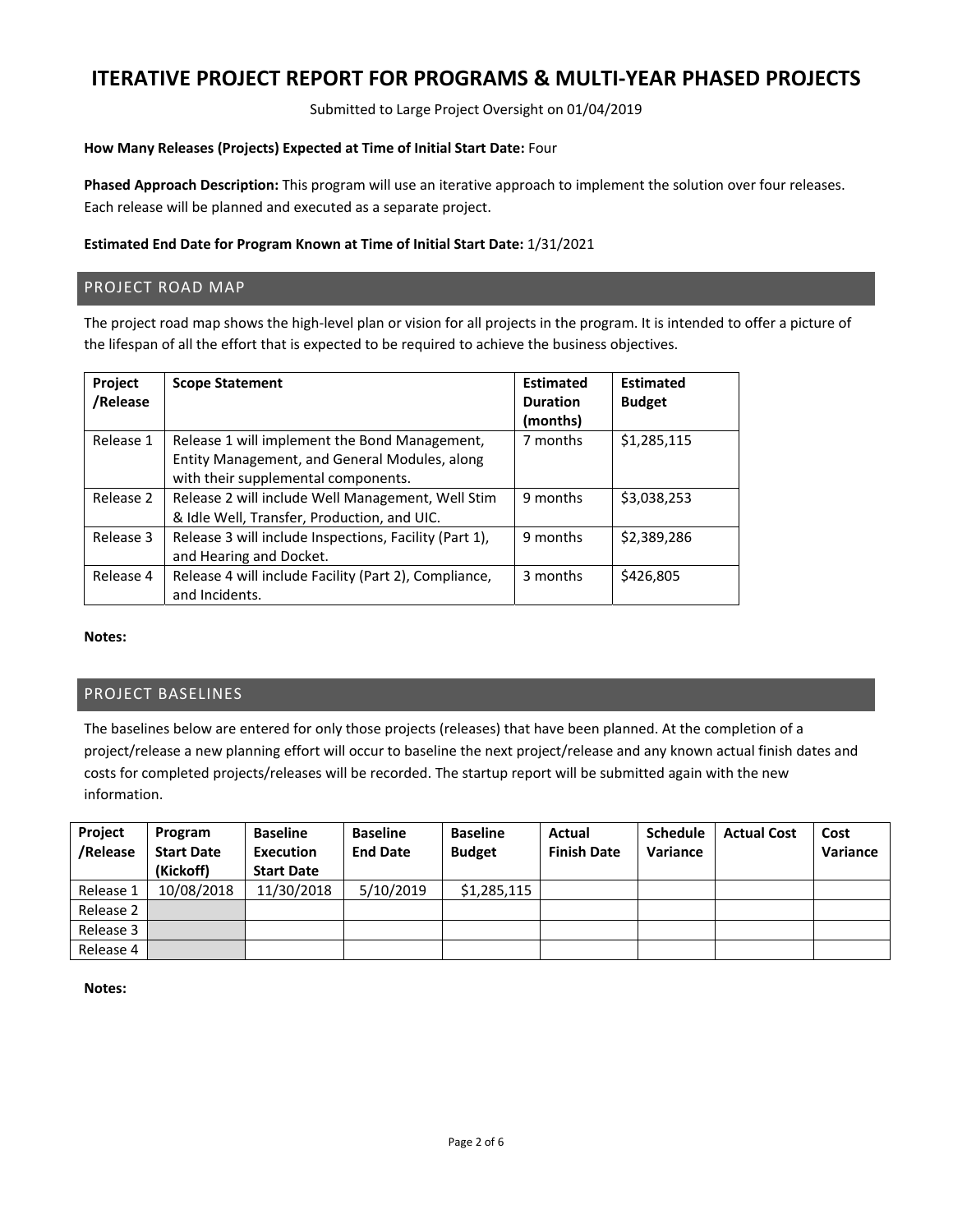# ITERATIVE PROJECT REPORT FOR PROGRAMS & MULTI-YEAR PHASED PROJECTS

Submitted to Large Project Oversight on 01/04/2019

**How Many Releases (Projects) Expected at Time of Initial Start Date:** Four

**Phased Approach Description:** This program will use an iterative approach to implement the solution over four releases. Each release will be planned and executed as a separate project.

**Estimated End Date for Program Known at Time of Initial Start Date:** 1/31/2021

## PROJECT ROAD MAP

The project road map shows the high-level plan or vision for all projects in the program. It is intended to offer a picture of the lifespan of all the effort that is expected to be required to achieve the business objectives.

| Project /Release | Scope Statement | Estimated Duration (months) | Estimated Budget |
|---|---|---|---|
| Release 1 | Release 1 will implement the Bond Management, Entity Management, and General Modules, along with their supplemental components. | 7 months | $1,285,115 |
| Release 2 | Release 2 will include Well Management, Well Stim & Idle Well, Transfer, Production, and UIC. | 9 months | $3,038,253 |
| Release 3 | Release 3 will include Inspections, Facility (Part 1), and Hearing and Docket. | 9 months | $2,389,286 |
| Release 4 | Release 4 will include Facility (Part 2), Compliance, and Incidents. | 3 months | $426,805 |

**Notes:**

## PROJECT BASELINES

The baselines below are entered for only those projects (releases) that have been planned. At the completion of a project/release a new planning effort will occur to baseline the next project/release and any known actual finish dates and costs for completed projects/releases will be recorded. The startup report will be submitted again with the new information.

| Project /Release | Program Start Date (Kickoff) | Baseline Execution Start Date | Baseline End Date | Baseline Budget | Actual Finish Date | Schedule Variance | Actual Cost | Cost Variance |
|---|---|---|---|---|---|---|---|---|
| Release 1 | 10/08/2018 | 11/30/2018 | 5/10/2019 | $1,285,115 | | | | |
| Release 2 | | | | | | | | |
| Release 3 | | | | | | | | |
| Release 4 | | | | | | | | |

**Notes:**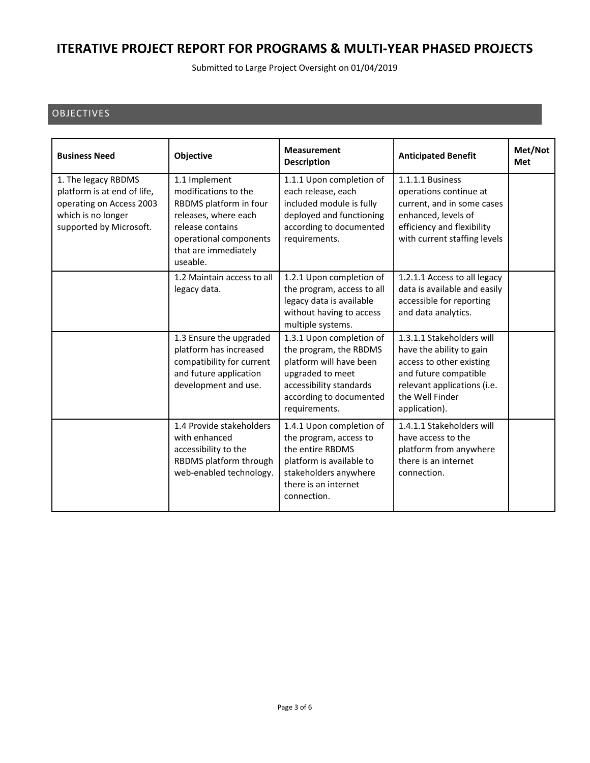# ITERATIVE PROJECT REPORT FOR PROGRAMS & MULTI-YEAR PHASED PROJECTS

Submitted to Large Project Oversight on 01/04/2019

## OBJECTIVES

| Business Need | Objective | Measurement Description | Anticipated Benefit | Met/Not Met |
|---|---|---|---|---|
| 1. The legacy RBDMS platform is at end of life, operating on Access 2003 which is no longer supported by Microsoft. | 1.1 Implement modifications to the RBDMS platform in four releases, where each release contains operational components that are immediately useable. | 1.1.1 Upon completion of each release, each included module is fully deployed and functioning according to documented requirements. | 1.1.1.1 Business operations continue at current, and in some cases enhanced, levels of efficiency and flexibility with current staffing levels | |
| | 1.2 Maintain access to all legacy data. | 1.2.1 Upon completion of the program, access to all legacy data is available without having to access multiple systems. | 1.2.1.1 Access to all legacy data is available and easily accessible for reporting and data analytics. | |
| | 1.3 Ensure the upgraded platform has increased compatibility for current and future application development and use. | 1.3.1 Upon completion of the program, the RBDMS platform will have been upgraded to meet accessibility standards according to documented requirements. | 1.3.1.1 Stakeholders will have the ability to gain access to other existing and future compatible relevant applications (i.e. the Well Finder application). | |
| | 1.4 Provide stakeholders with enhanced accessibility to the RBDMS platform through web-enabled technology. | 1.4.1 Upon completion of the program, access to the entire RBDMS platform is available to stakeholders anywhere there is an internet connection. | 1.4.1.1 Stakeholders will have access to the platform from anywhere there is an internet connection. | |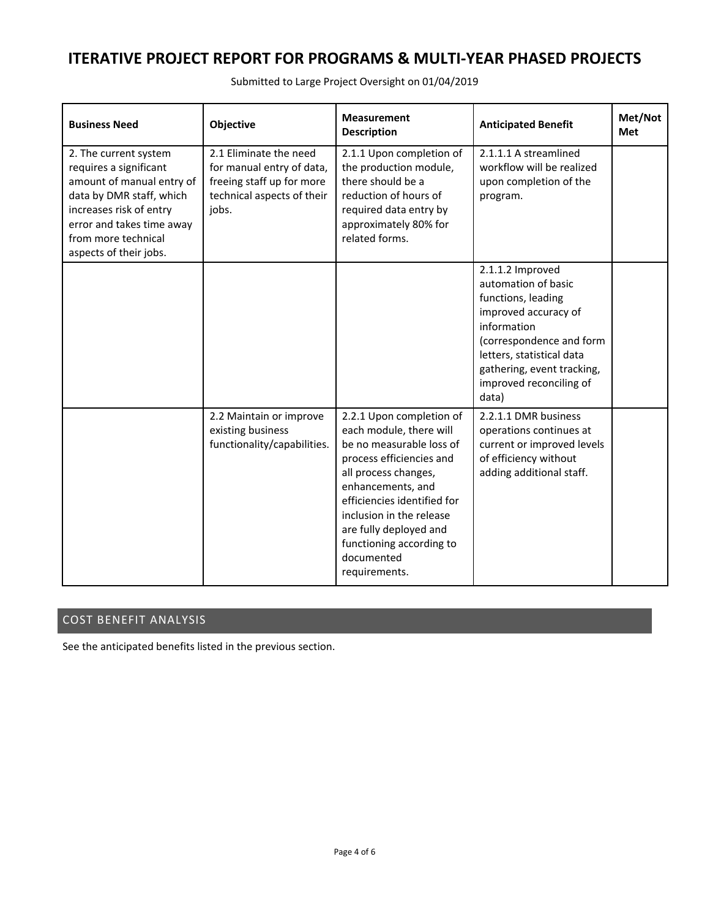# ITERATIVE PROJECT REPORT FOR PROGRAMS & MULTI-YEAR PHASED PROJECTS

Submitted to Large Project Oversight on 01/04/2019

| Business Need | Objective | Measurement Description | Anticipated Benefit | Met/Not Met |
|---|---|---|---|---|
| 2. The current system requires a significant amount of manual entry of data by DMR staff, which increases risk of entry error and takes time away from more technical aspects of their jobs. | 2.1 Eliminate the need for manual entry of data, freeing staff up for more technical aspects of their jobs. | 2.1.1 Upon completion of the production module, there should be a reduction of hours of required data entry by approximately 80% for related forms. | 2.1.1.1 A streamlined workflow will be realized upon completion of the program. | |
| | | | 2.1.1.2 Improved automation of basic functions, leading improved accuracy of information (correspondence and form letters, statistical data gathering, event tracking, improved reconciling of data) | |
| | 2.2 Maintain or improve existing business functionality/capabilities. | 2.2.1 Upon completion of each module, there will be no measurable loss of process efficiencies and all process changes, enhancements, and efficiencies identified for inclusion in the release are fully deployed and functioning according to documented requirements. | 2.2.1.1 DMR business operations continues at current or improved levels of efficiency without adding additional staff. | |

## COST BENEFIT ANALYSIS

See the anticipated benefits listed in the previous section.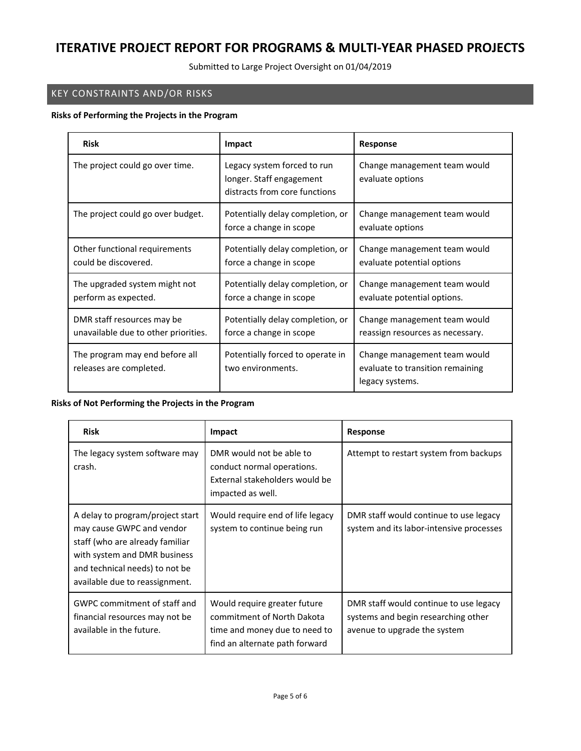# ITERATIVE PROJECT REPORT FOR PROGRAMS & MULTI-YEAR PHASED PROJECTS

Submitted to Large Project Oversight on 01/04/2019

## KEY CONSTRAINTS AND/OR RISKS

**Risks of Performing the Projects in the Program**

| Risk | Impact | Response |
| --- | --- | --- |
| The project could go over time. | Legacy system forced to run longer. Staff engagement distracts from core functions | Change management team would evaluate options |
| The project could go over budget. | Potentially delay completion, or force a change in scope | Change management team would evaluate options |
| Other functional requirements could be discovered. | Potentially delay completion, or force a change in scope | Change management team would evaluate potential options |
| The upgraded system might not perform as expected. | Potentially delay completion, or force a change in scope | Change management team would evaluate potential options. |
| DMR staff resources may be unavailable due to other priorities. | Potentially delay completion, or force a change in scope | Change management team would reassign resources as necessary. |
| The program may end before all releases are completed. | Potentially forced to operate in two environments. | Change management team would evaluate to transition remaining legacy systems. |

**Risks of Not Performing the Projects in the Program**

| Risk | Impact | Response |
| --- | --- | --- |
| The legacy system software may crash. | DMR would not be able to conduct normal operations. External stakeholders would be impacted as well. | Attempt to restart system from backups |
| A delay to program/project start may cause GWPC and vendor staff (who are already familiar with system and DMR business and technical needs) to not be available due to reassignment. | Would require end of life legacy system to continue being run | DMR staff would continue to use legacy system and its labor-intensive processes |
| GWPC commitment of staff and financial resources may not be available in the future. | Would require greater future commitment of North Dakota time and money due to need to find an alternate path forward | DMR staff would continue to use legacy systems and begin researching other avenue to upgrade the system |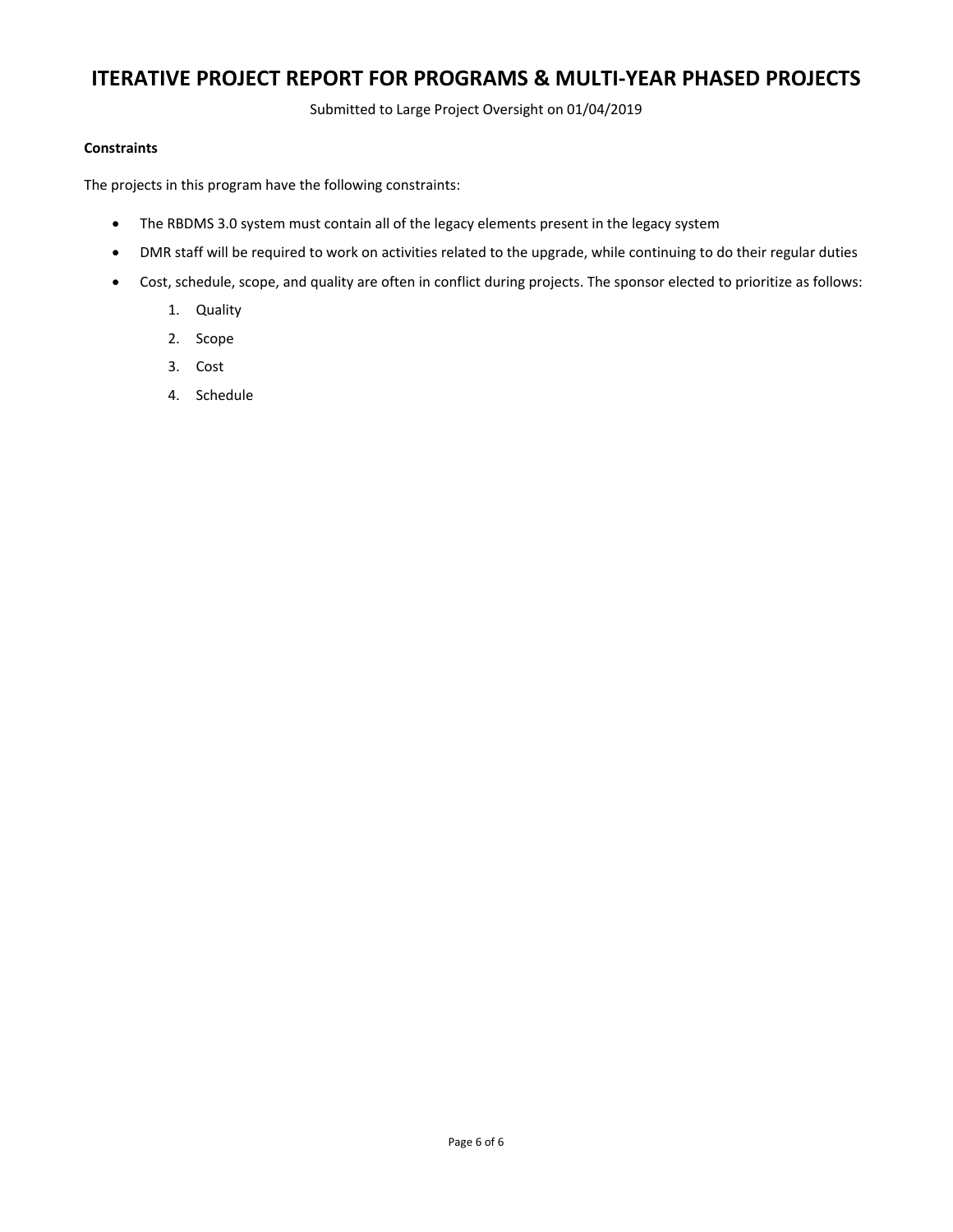**Constraints**

The projects in this program have the following constraints:

- The RBDMS 3.0 system must contain all of the legacy elements present in the legacy system
- DMR staff will be required to work on activities related to the upgrade, while continuing to do their regular duties
- Cost, schedule, scope, and quality are often in conflict during projects. The sponsor elected to prioritize as follows:
    1. Quality
    2. Scope
    3. Cost
    4. Schedule